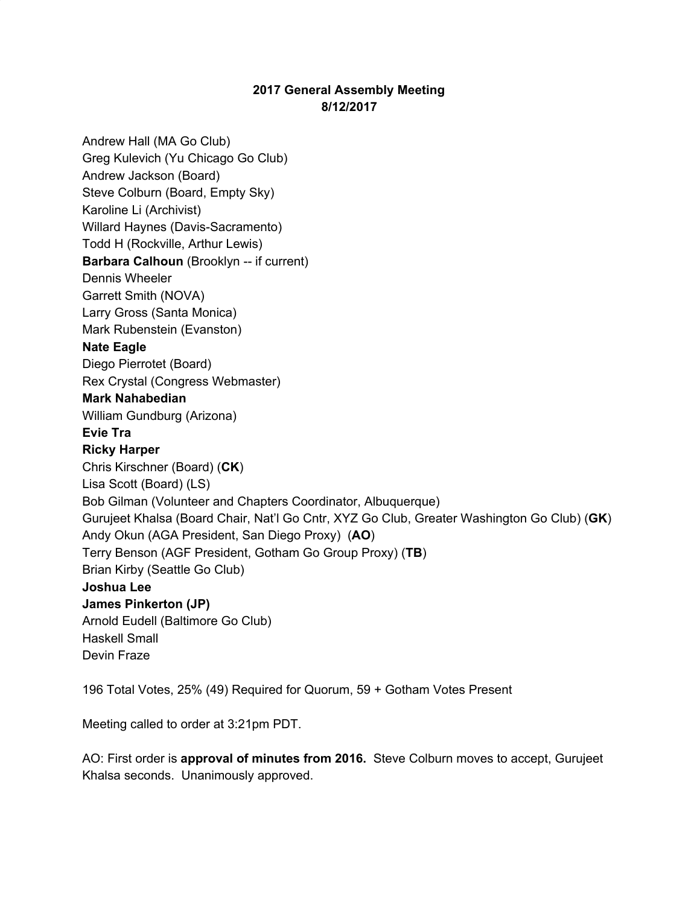**2017 General Assembly Meeting**
**8/12/2017**

Andrew Hall (MA Go Club)
Greg Kulevich (Yu Chicago Go Club)
Andrew Jackson (Board)
Steve Colburn (Board, Empty Sky)
Karoline Li (Archivist)
Willard Haynes (Davis-Sacramento)
Todd H (Rockville, Arthur Lewis)
**Barbara Calhoun** (Brooklyn -- if current)
Dennis Wheeler
Garrett Smith (NOVA)
Larry Gross (Santa Monica)
Mark Rubenstein (Evanston)
**Nate Eagle**
Diego Pierrotet (Board)
Rex Crystal (Congress Webmaster)
**Mark Nahabedian**
William Gundburg (Arizona)
**Evie Tra**
**Ricky Harper**
Chris Kirschner (Board) (**CK**)
Lisa Scott (Board) (LS)
Bob Gilman (Volunteer and Chapters Coordinator, Albuquerque)
Gurujeet Khalsa (Board Chair, Nat'l Go Cntr, XYZ Go Club, Greater Washington Go Club) (**GK**)
Andy Okun (AGA President, San Diego Proxy) (**AO**)
Terry Benson (AGF President, Gotham Go Group Proxy) (**TB**)
Brian Kirby (Seattle Go Club)
**Joshua Lee**
**James Pinkerton (JP)**
Arnold Eudell (Baltimore Go Club)
Haskell Small
Devin Fraze

196 Total Votes, 25% (49) Required for Quorum, 59 + Gotham Votes Present

Meeting called to order at 3:21pm PDT.

AO: First order is **approval of minutes from 2016.** Steve Colburn moves to accept, Gurujeet Khalsa seconds. Unanimously approved.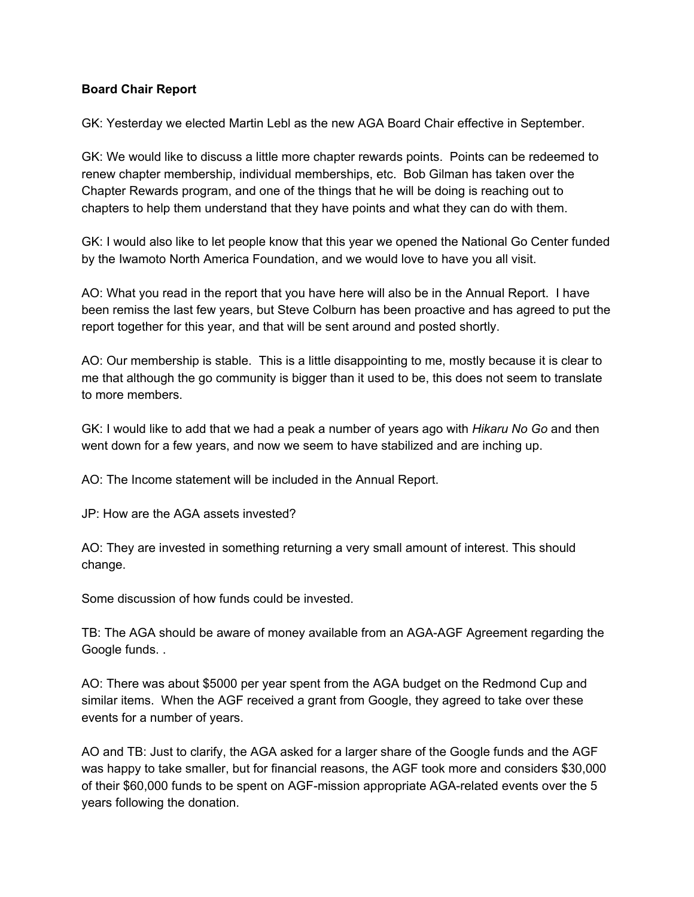**Board Chair Report**

GK: Yesterday we elected Martin Lebl as the new AGA Board Chair effective in September.

GK: We would like to discuss a little more chapter rewards points. Points can be redeemed to renew chapter membership, individual memberships, etc. Bob Gilman has taken over the Chapter Rewards program, and one of the things that he will be doing is reaching out to chapters to help them understand that they have points and what they can do with them.

GK: I would also like to let people know that this year we opened the National Go Center funded by the Iwamoto North America Foundation, and we would love to have you all visit.

AO: What you read in the report that you have here will also be in the Annual Report. I have been remiss the last few years, but Steve Colburn has been proactive and has agreed to put the report together for this year, and that will be sent around and posted shortly.

AO: Our membership is stable. This is a little disappointing to me, mostly because it is clear to me that although the go community is bigger than it used to be, this does not seem to translate to more members.

GK: I would like to add that we had a peak a number of years ago with *Hikaru No Go* and then went down for a few years, and now we seem to have stabilized and are inching up.

AO: The Income statement will be included in the Annual Report.

JP: How are the AGA assets invested?

AO: They are invested in something returning a very small amount of interest. This should change.

Some discussion of how funds could be invested.

TB: The AGA should be aware of money available from an AGA-AGF Agreement regarding the Google funds. .

AO: There was about $5000 per year spent from the AGA budget on the Redmond Cup and similar items. When the AGF received a grant from Google, they agreed to take over these events for a number of years.

AO and TB: Just to clarify, the AGA asked for a larger share of the Google funds and the AGF was happy to take smaller, but for financial reasons, the AGF took more and considers $30,000 of their $60,000 funds to be spent on AGF-mission appropriate AGA-related events over the 5 years following the donation.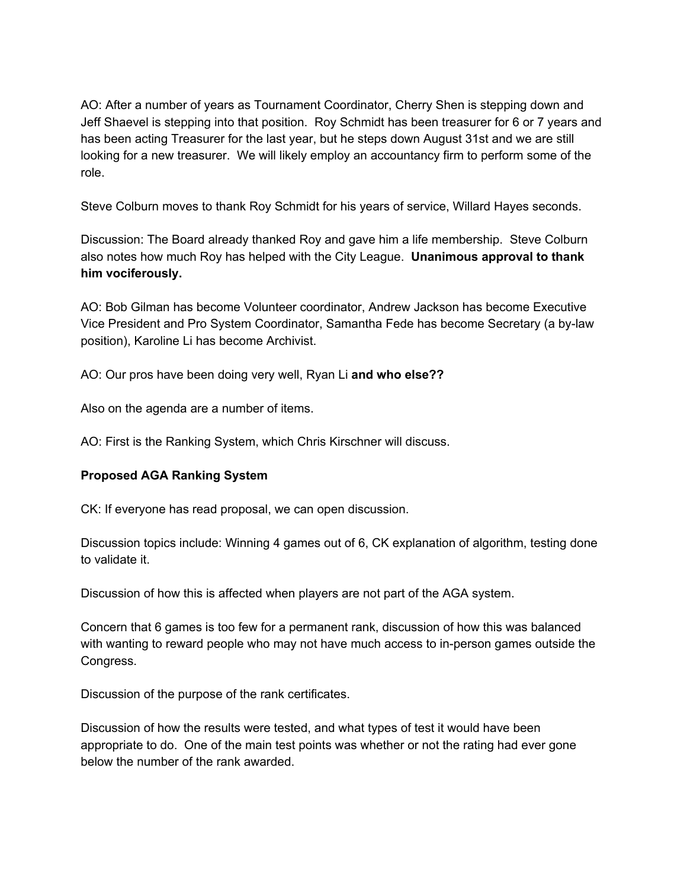AO: After a number of years as Tournament Coordinator, Cherry Shen is stepping down and Jeff Shaevel is stepping into that position. Roy Schmidt has been treasurer for 6 or 7 years and has been acting Treasurer for the last year, but he steps down August 31st and we are still looking for a new treasurer. We will likely employ an accountancy firm to perform some of the role.

Steve Colburn moves to thank Roy Schmidt for his years of service, Willard Hayes seconds.

Discussion: The Board already thanked Roy and gave him a life membership. Steve Colburn also notes how much Roy has helped with the City League. **Unanimous approval to thank him vociferously.**

AO: Bob Gilman has become Volunteer coordinator, Andrew Jackson has become Executive Vice President and Pro System Coordinator, Samantha Fede has become Secretary (a by-law position), Karoline Li has become Archivist.

AO: Our pros have been doing very well, Ryan Li **and who else??**

Also on the agenda are a number of items.

AO: First is the Ranking System, which Chris Kirschner will discuss.

**Proposed AGA Ranking System**

CK: If everyone has read proposal, we can open discussion.

Discussion topics include: Winning 4 games out of 6, CK explanation of algorithm, testing done to validate it.

Discussion of how this is affected when players are not part of the AGA system.

Concern that 6 games is too few for a permanent rank, discussion of how this was balanced with wanting to reward people who may not have much access to in-person games outside the Congress.

Discussion of the purpose of the rank certificates.

Discussion of how the results were tested, and what types of test it would have been appropriate to do. One of the main test points was whether or not the rating had ever gone below the number of the rank awarded.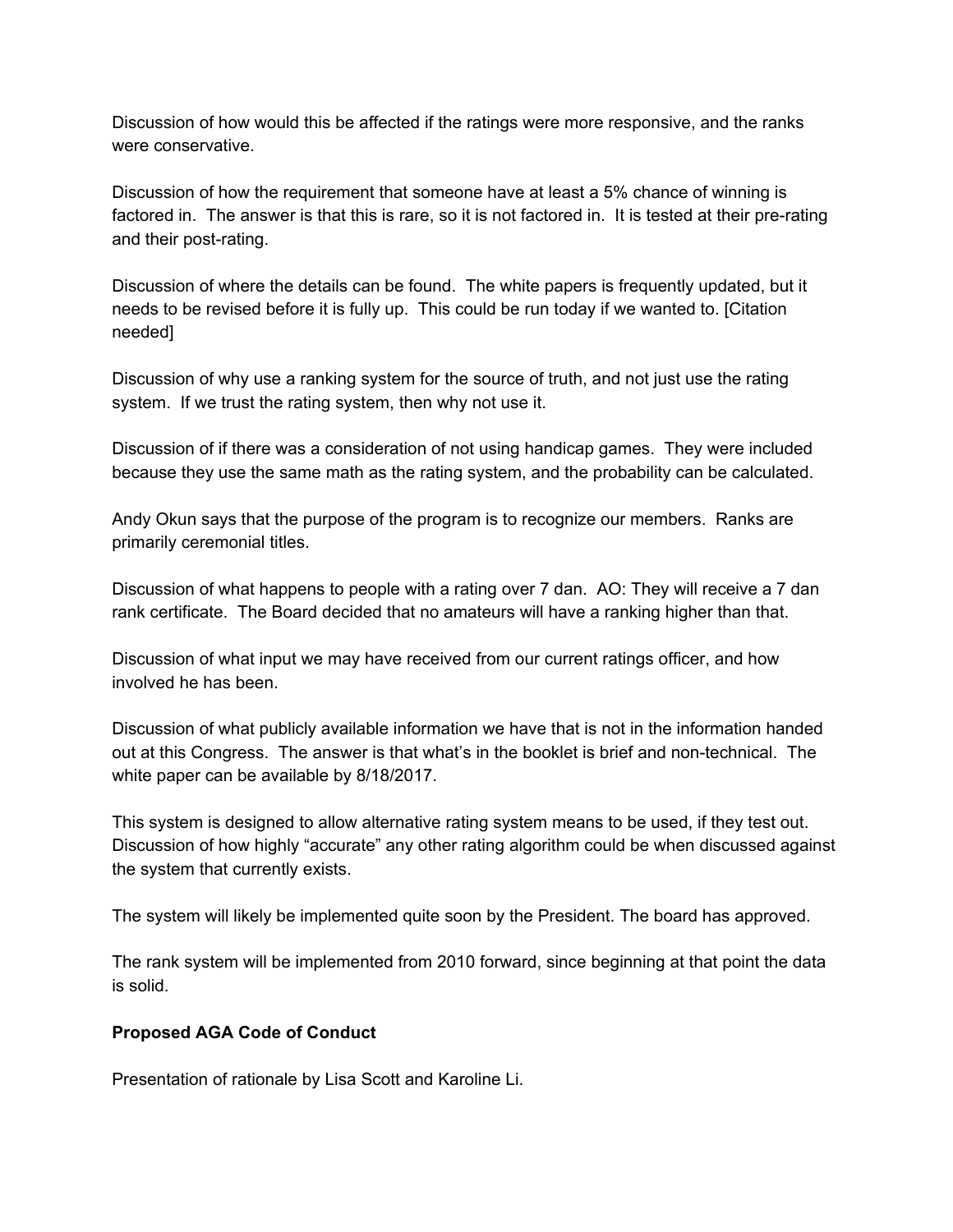Discussion of how would this be affected if the ratings were more responsive, and the ranks were conservative.

Discussion of how the requirement that someone have at least a 5% chance of winning is factored in.  The answer is that this is rare, so it is not factored in.  It is tested at their pre-rating and their post-rating.

Discussion of where the details can be found.  The white papers is frequently updated, but it needs to be revised before it is fully up.  This could be run today if we wanted to. [Citation needed]

Discussion of why use a ranking system for the source of truth, and not just use the rating system.  If we trust the rating system, then why not use it.

Discussion of if there was a consideration of not using handicap games.  They were included because they use the same math as the rating system, and the probability can be calculated.

Andy Okun says that the purpose of the program is to recognize our members.  Ranks are primarily ceremonial titles.

Discussion of what happens to people with a rating over 7 dan.  AO: They will receive a 7 dan rank certificate.  The Board decided that no amateurs will have a ranking higher than that.

Discussion of what input we may have received from our current ratings officer, and how involved he has been.

Discussion of what publicly available information we have that is not in the information handed out at this Congress.  The answer is that what's in the booklet is brief and non-technical.  The white paper can be available by 8/18/2017.

This system is designed to allow alternative rating system means to be used, if they test out.  Discussion of how highly "accurate" any other rating algorithm could be when discussed against the system that currently exists.

The system will likely be implemented quite soon by the President. The board has approved.

The rank system will be implemented from 2010 forward, since beginning at that point the data is solid.

**Proposed AGA Code of Conduct**

Presentation of rationale by Lisa Scott and Karoline Li.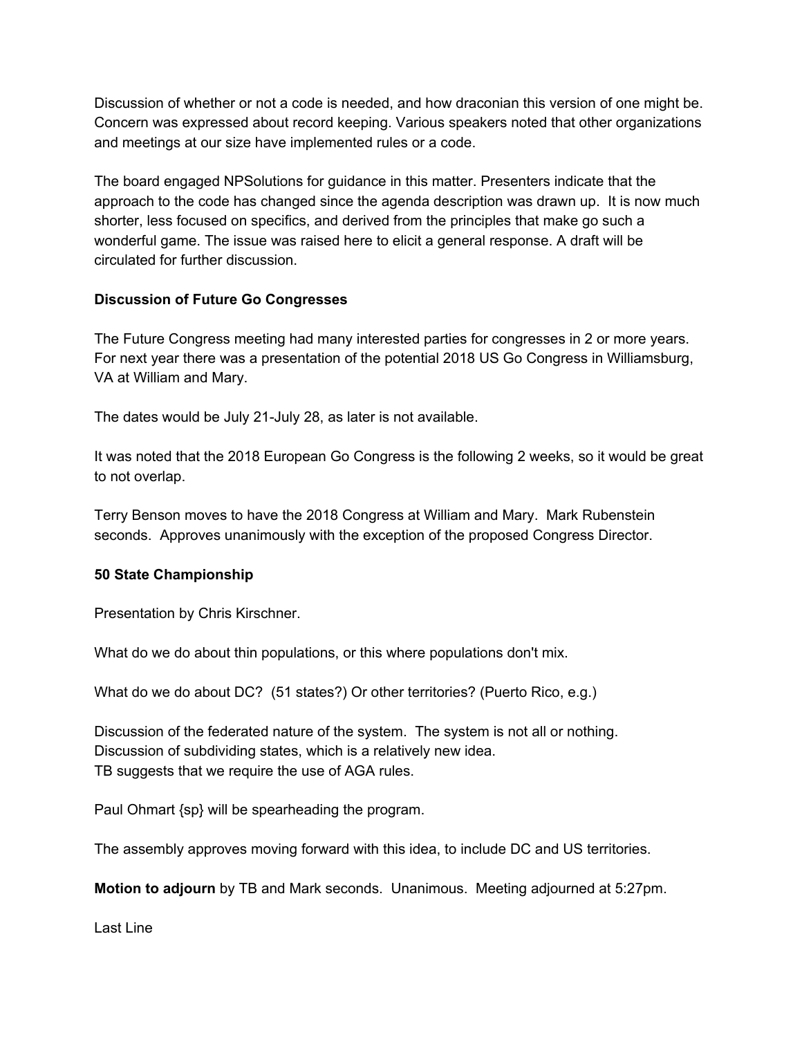Discussion of whether or not a code is needed, and how draconian this version of one might be. Concern was expressed about record keeping. Various speakers noted that other organizations and meetings at our size have implemented rules or a code.

The board engaged NPSolutions for guidance in this matter. Presenters indicate that the approach to the code has changed since the agenda description was drawn up. It is now much shorter, less focused on specifics, and derived from the principles that make go such a wonderful game. The issue was raised here to elicit a general response. A draft will be circulated for further discussion.

**Discussion of Future Go Congresses**

The Future Congress meeting had many interested parties for congresses in 2 or more years. For next year there was a presentation of the potential 2018 US Go Congress in Williamsburg, VA at William and Mary.

The dates would be July 21-July 28, as later is not available.

It was noted that the 2018 European Go Congress is the following 2 weeks, so it would be great to not overlap.

Terry Benson moves to have the 2018 Congress at William and Mary. Mark Rubenstein seconds. Approves unanimously with the exception of the proposed Congress Director.

**50 State Championship**

Presentation by Chris Kirschner.

What do we do about thin populations, or this where populations don't mix.

What do we do about DC? (51 states?) Or other territories? (Puerto Rico, e.g.)

Discussion of the federated nature of the system. The system is not all or nothing.
Discussion of subdividing states, which is a relatively new idea.
TB suggests that we require the use of AGA rules.

Paul Ohmart {sp} will be spearheading the program.

The assembly approves moving forward with this idea, to include DC and US territories.

**Motion to adjourn** by TB and Mark seconds. Unanimous. Meeting adjourned at 5:27pm.

Last Line